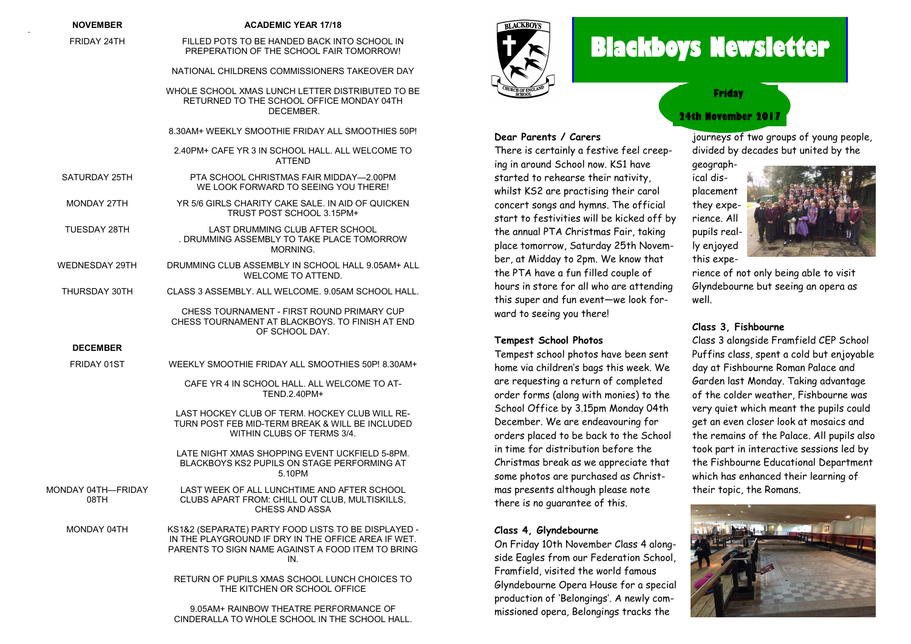| NOVEMBER | ACADEMIC YEAR 17/18 |
| --- | --- |
| FRIDAY 24TH | FILLED POTS TO BE HANDED BACK INTO SCHOOL IN PREPERATION OF THE SCHOOL FAIR TOMORROW! |
| | NATIONAL CHILDRENS COMMISSIONERS TAKEOVER DAY |
| | WHOLE SCHOOL XMAS LUNCH LETTER DISTRIBUTED TO BE RETURNED TO THE SCHOOL OFFICE MONDAY 04TH DECEMBER. |
| | 8.30AM+ WEEKLY SMOOTHIE FRIDAY ALL SMOOTHIES 50P! |
| | 2.40PM+ CAFE YR 3 IN SCHOOL HALL. ALL WELCOME TO ATTEND |
| SATURDAY 25TH | PTA SCHOOL CHRISTMAS FAIR MIDDAY—2.00PM WE LOOK FORWARD TO SEEING YOU THERE! |
| MONDAY 27TH | YR 5/6 GIRLS CHARITY CAKE SALE. IN AID OF QUICKEN TRUST POST SCHOOL 3.15PM+ |
| TUESDAY 28TH | LAST DRUMMING CLUB AFTER SCHOOL . DRUMMING ASSEMBLY TO TAKE PLACE TOMORROW MORNING. |
| WEDNESDAY 29TH | DRUMMING CLUB ASSEMBLY IN SCHOOL HALL 9.05AM+ ALL WELCOME TO ATTEND. |
| THURSDAY 30TH | CLASS 3 ASSEMBLY. ALL WELCOME. 9.05AM SCHOOL HALL. |
| | CHESS TOURNAMENT - FIRST ROUND PRIMARY CUP CHESS TOURNAMENT AT BLACKBOYS. TO FINISH AT END OF SCHOOL DAY. |
| **DECEMBER** | |
| FRIDAY 01ST | WEEKLY SMOOTHIE FRIDAY ALL SMOOTHIES 50P! 8.30AM+ |
| | CAFE YR 4 IN SCHOOL HALL. ALL WELCOME TO ATTEND.2.40PM+ |
| | LAST HOCKEY CLUB OF TERM. HOCKEY CLUB WILL RETURN POST FEB MID-TERM BREAK & WILL BE INCLUDED WITHIN CLUBS OF TERMS 3/4. |
| | LATE NIGHT XMAS SHOPPING EVENT UCKFIELD 5-8PM. BLACKBOYS KS2 PUPILS ON STAGE PERFORMING AT 5.10PM |
| MONDAY 04TH—FRIDAY 08TH | LAST WEEK OF ALL LUNCHTIME AND AFTER SCHOOL CLUBS APART FROM: CHILL OUT CLUB, MULTISKILLS, CHESS AND ASSA |
| MONDAY 04TH | KS1&2 (SEPARATE) PARTY FOOD LISTS TO BE DISPLAYED - IN THE PLAYGROUND IF DRY IN THE OFFICE AREA IF WET. PARENTS TO SIGN NAME AGAINST A FOOD ITEM TO BRING IN. |
| | RETURN OF PUPILS XMAS SCHOOL LUNCH CHOICES TO THE KITCHEN OR SCHOOL OFFICE |
| | 9.05AM+ RAINBOW THEATRE PERFORMANCE OF CINDERALLA TO WHOLE SCHOOL IN THE SCHOOL HALL. |

# Blackboys Newsletter

**Friday**

**24th November 2017**

**Dear Parents / Carers**

There is certainly a festive feel creeping in around School now. KS1 have started to rehearse their nativity, whilst KS2 are practising their carol concert songs and hymns. The official start to festivities will be kicked off by the annual PTA Christmas Fair, taking place tomorrow, Saturday 25th November, at Midday to 2pm. We know that the PTA have a fun filled couple of hours in store for all who are attending this super and fun event—we look forward to seeing you there!

**Tempest School Photos**

Tempest school photos have been sent home via children's bags this week. We are requesting a return of completed order forms (along with monies) to the School Office by 3.15pm Monday 04th December. We are endeavouring for orders placed to be back to the School in time for distribution before the Christmas break as we appreciate that some photos are purchased as Christmas presents although please note there is no guarantee of this.

**Class 4, Glyndebourne**

On Friday 10th November Class 4 alongside Eagles from our Federation School, Framfield, visited the world famous Glyndebourne Opera House for a special production of 'Belongings'. A newly commissioned opera, Belongings tracks the journeys of two groups of young people, divided by decades but united by the geographical displacement they experience. All pupils really enjoyed this experience of not only being able to visit Glyndebourne but seeing an opera as well.

**Class 3, Fishbourne**

Class 3 alongside Framfield CEP School Puffins class, spent a cold but enjoyable day at Fishbourne Roman Palace and Garden last Monday. Taking advantage of the colder weather, Fishbourne was very quiet which meant the pupils could get an even closer look at mosaics and the remains of the Palace. All pupils also took part in interactive sessions led by the Fishbourne Educational Department which has enhanced their learning of their topic, the Romans.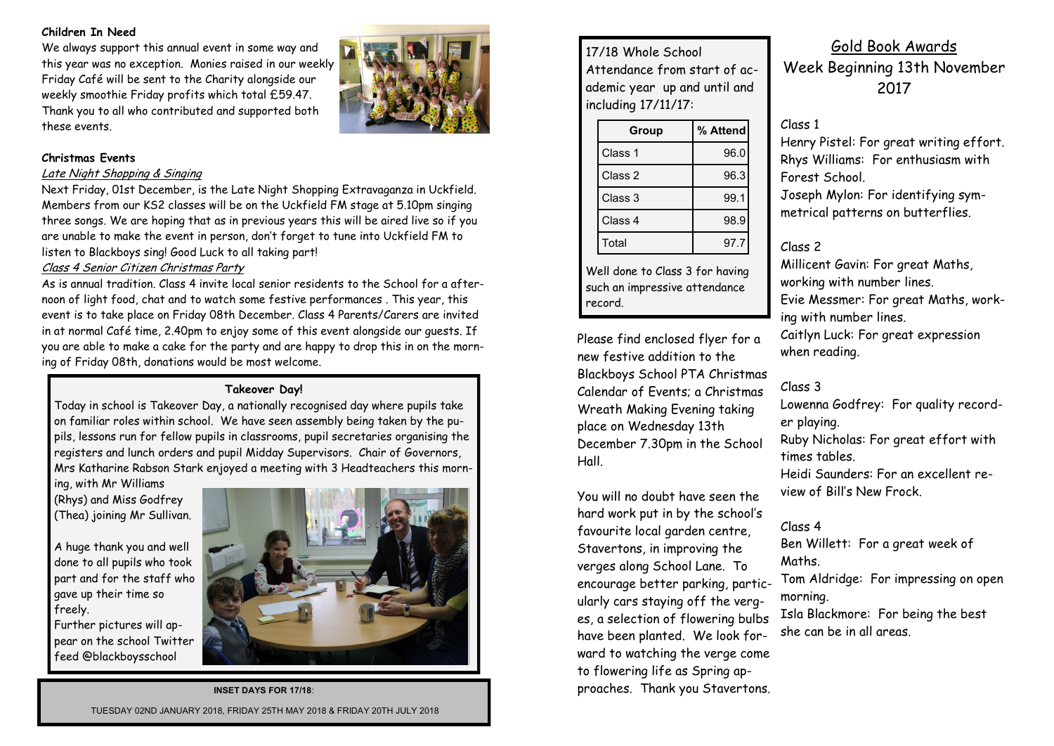**Children In Need**

We always support this annual event in some way and this year was no exception. Monies raised in our weekly Friday Café will be sent to the Charity alongside our weekly smoothie Friday profits which total £59.47. Thank you to all who contributed and supported both these events.

**Christmas Events**

*Late Night Shopping & Singing*

Next Friday, 01st December, is the Late Night Shopping Extravaganza in Uckfield. Members from our KS2 classes will be on the Uckfield FM stage at 5.10pm singing three songs. We are hoping that as in previous years this will be aired live so if you are unable to make the event in person, don't forget to tune into Uckfield FM to listen to Blackboys sing! Good Luck to all taking part!

*Class 4 Senior Citizen Christmas Party*

As is annual tradition. Class 4 invite local senior residents to the School for a afternoon of light food, chat and to watch some festive performances . This year, this event is to take place on Friday 08th December. Class 4 Parents/Carers are invited in at normal Café time, 2.40pm to enjoy some of this event alongside our guests. If you are able to make a cake for the party and are happy to drop this in on the morning of Friday 08th, donations would be most welcome.

**Takeover Day!**

Today in school is Takeover Day, a nationally recognised day where pupils take on familiar roles within school. We have seen assembly being taken by the pupils, lessons run for fellow pupils in classrooms, pupil secretaries organising the registers and lunch orders and pupil Midday Supervisors. Chair of Governors, Mrs Katharine Rabson Stark enjoyed a meeting with 3 Headteachers this morning, with Mr Williams (Rhys) and Miss Godfrey (Thea) joining Mr Sullivan.

A huge thank you and well done to all pupils who took part and for the staff who gave up their time so freely.

Further pictures will appear on the school Twitter feed @blackboysschool

**INSET DAYS FOR 17/18**:

TUESDAY 02ND JANUARY 2018, FRIDAY 25TH MAY 2018 & FRIDAY 20TH JULY 2018

17/18 Whole School Attendance from start of academic year up and until and including 17/11/17:

| Group | % Attend |
|---|---|
| Class 1 | 96.0 |
| Class 2 | 96.3 |
| Class 3 | 99.1 |
| Class 4 | 98.9 |
| Total | 97.7 |

Well done to Class 3 for having such an impressive attendance record.

Please find enclosed flyer for a new festive addition to the Blackboys School PTA Christmas Calendar of Events; a Christmas Wreath Making Evening taking place on Wednesday 13th December 7.30pm in the School Hall.

You will no doubt have seen the hard work put in by the school's favourite local garden centre, Stavertons, in improving the verges along School Lane. To encourage better parking, particularly cars staying off the verges, a selection of flowering bulbs have been planted. We look forward to watching the verge come to flowering life as Spring approaches. Thank you Stavertons.

## Gold Book Awards
## Week Beginning 13th November 2017

Class 1

Henry Pistel: For great writing effort.
Rhys Williams: For enthusiasm with Forest School.
Joseph Mylon: For identifying symmetrical patterns on butterflies.

Class 2

Millicent Gavin: For great Maths, working with number lines.
Evie Messmer: For great Maths, working with number lines.
Caitlyn Luck: For great expression when reading.

Class 3

Lowenna Godfrey: For quality recorder playing.
Ruby Nicholas: For great effort with times tables.
Heidi Saunders: For an excellent review of Bill's New Frock.

Class 4

Ben Willett: For a great week of Maths.
Tom Aldridge: For impressing on open morning.
Isla Blackmore: For being the best she can be in all areas.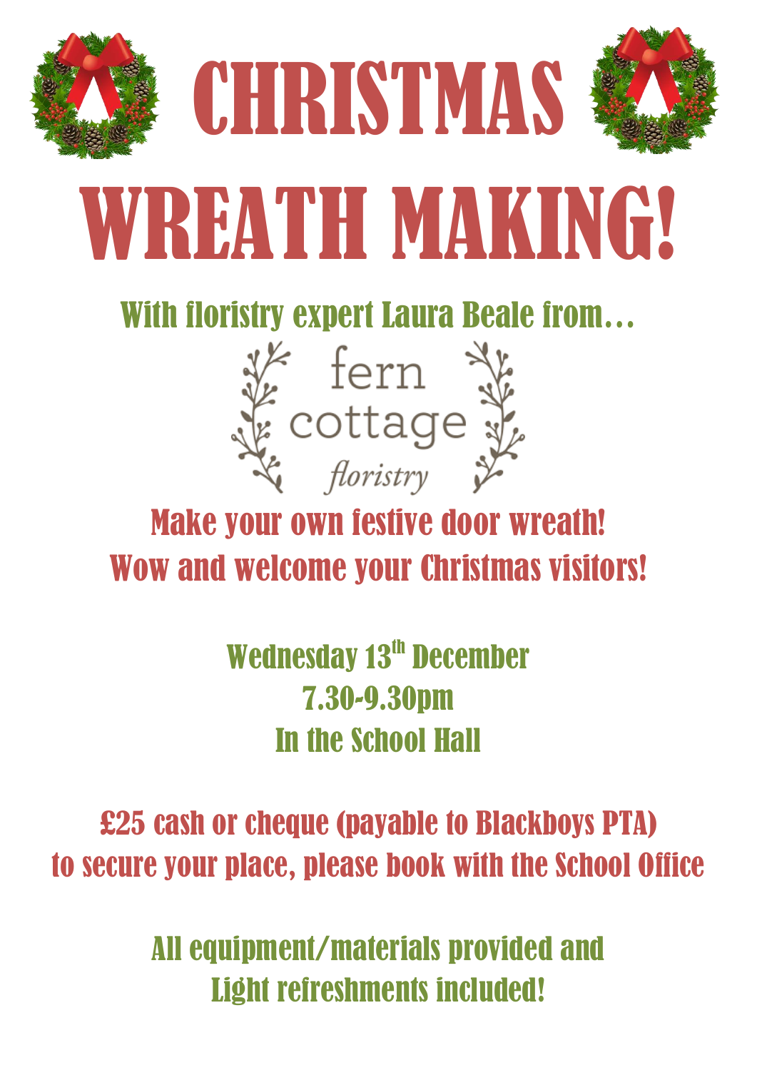# CHRISTMAS WREATH MAKING!

## With floristry expert Laura Beale from…

fern cottage *floristry*

## Make your own festive door wreath!
## Wow and welcome your Christmas visitors!

**Wednesday 13th December**
**7.30-9.30pm**
**In the School Hall**

**£25 cash or cheque (payable to Blackboys PTA)**
**to secure your place, please book with the School Office**

**All equipment/materials provided and**
**Light refreshments included!**